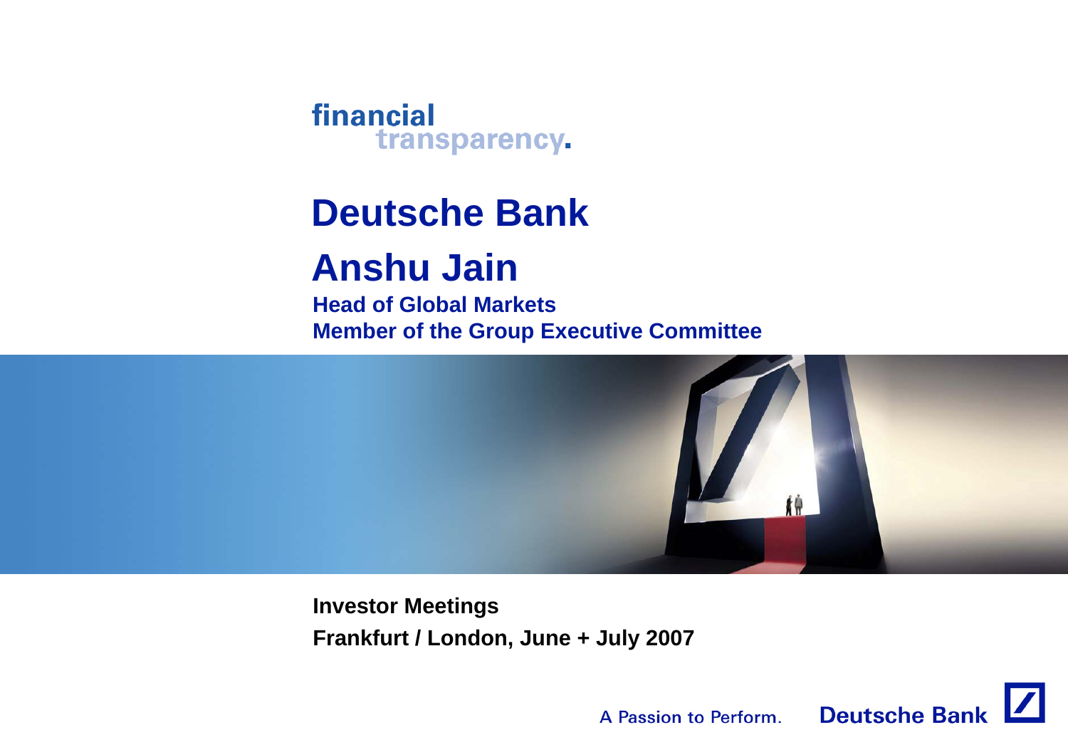financial
transparency.

# Deutsche Bank

# Anshu Jain

**Head of Global Markets**
**Member of the Group Executive Committee**

**Investor Meetings**
**Frankfurt / London, June + July 2007**

A Passion to Perform. Deutsche Bank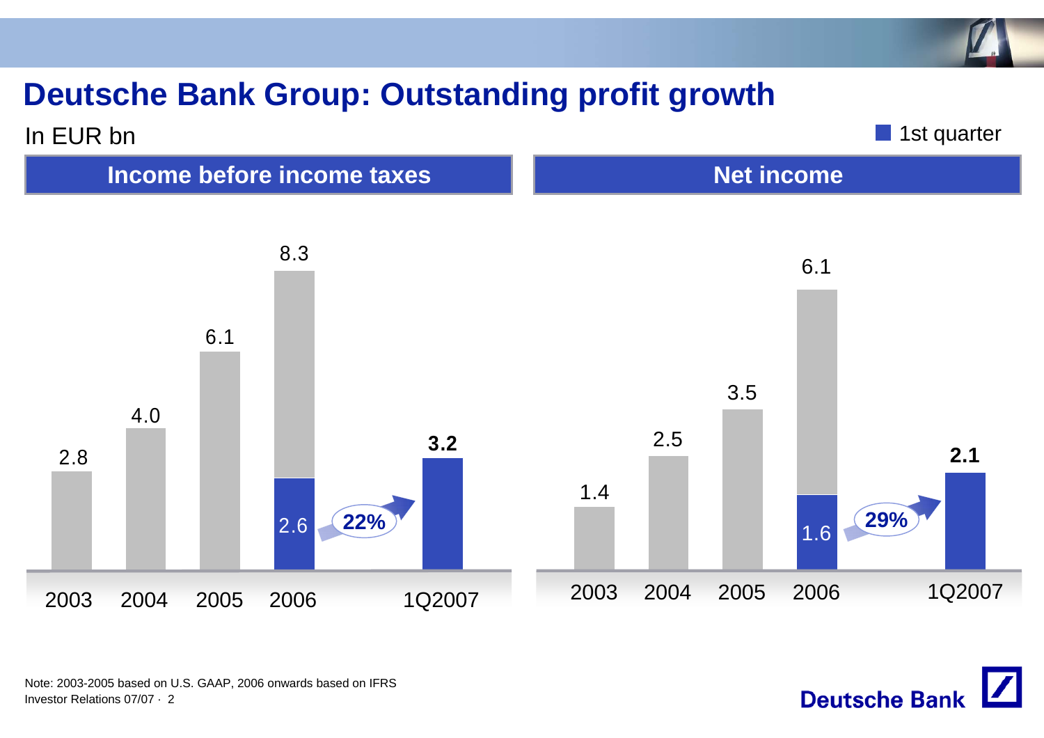# Deutsche Bank Group: Outstanding profit growth

In EUR bn

■ 1st quarter

## Income before income taxes

| 2003 | 2004 | 2005 | 2006 | 1Q2007 |
|---|---|---|---|---|
| 2.8 | 4.0 | 6.1 | 8.3 | **3.2** |

1st quarter 2006: 2.6 → 1Q2007: 3.2 (**22%**)

## Net income

| 2003 | 2004 | 2005 | 2006 | 1Q2007 |
|---|---|---|---|---|
| 1.4 | 2.5 | 3.5 | 6.1 | **2.1** |

1st quarter 2006: 1.6 → 1Q2007: 2.1 (**29%**)

Note: 2003-2005 based on U.S. GAAP, 2006 onwards based on IFRS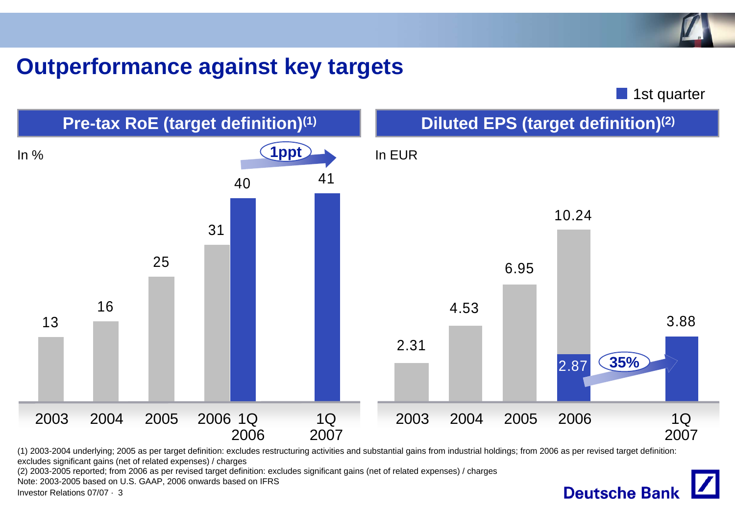# Outperformance against key targets

■ 1st quarter

## Pre-tax RoE (target definition)[(1)]

In %

| 2003 | 2004 | 2005 | 2006 | 1Q 2006 | 1Q 2007 |
|---|---|---|---|---|---|
| 13 | 16 | 25 | 31 | 40 | 41 |

1ppt

## Diluted EPS (target definition)[(2)]

In EUR

| 2003 | 2004 | 2005 | 2006 | 1Q 2007 |
|---|---|---|---|---|
| 2.31 | 4.53 | 6.95 | 10.24 | 3.88 |

2006 1st quarter: 2.87

35%

(1) 2003-2004 underlying; 2005 as per target definition: excludes restructuring activities and substantial gains from industrial holdings; from 2006 as per revised target definition: excludes significant gains (net of related expenses) / charges

(2) 2003-2005 reported; from 2006 as per revised target definition: excludes significant gains (net of related expenses) / charges

Note: 2003-2005 based on U.S. GAAP, 2006 onwards based on IFRS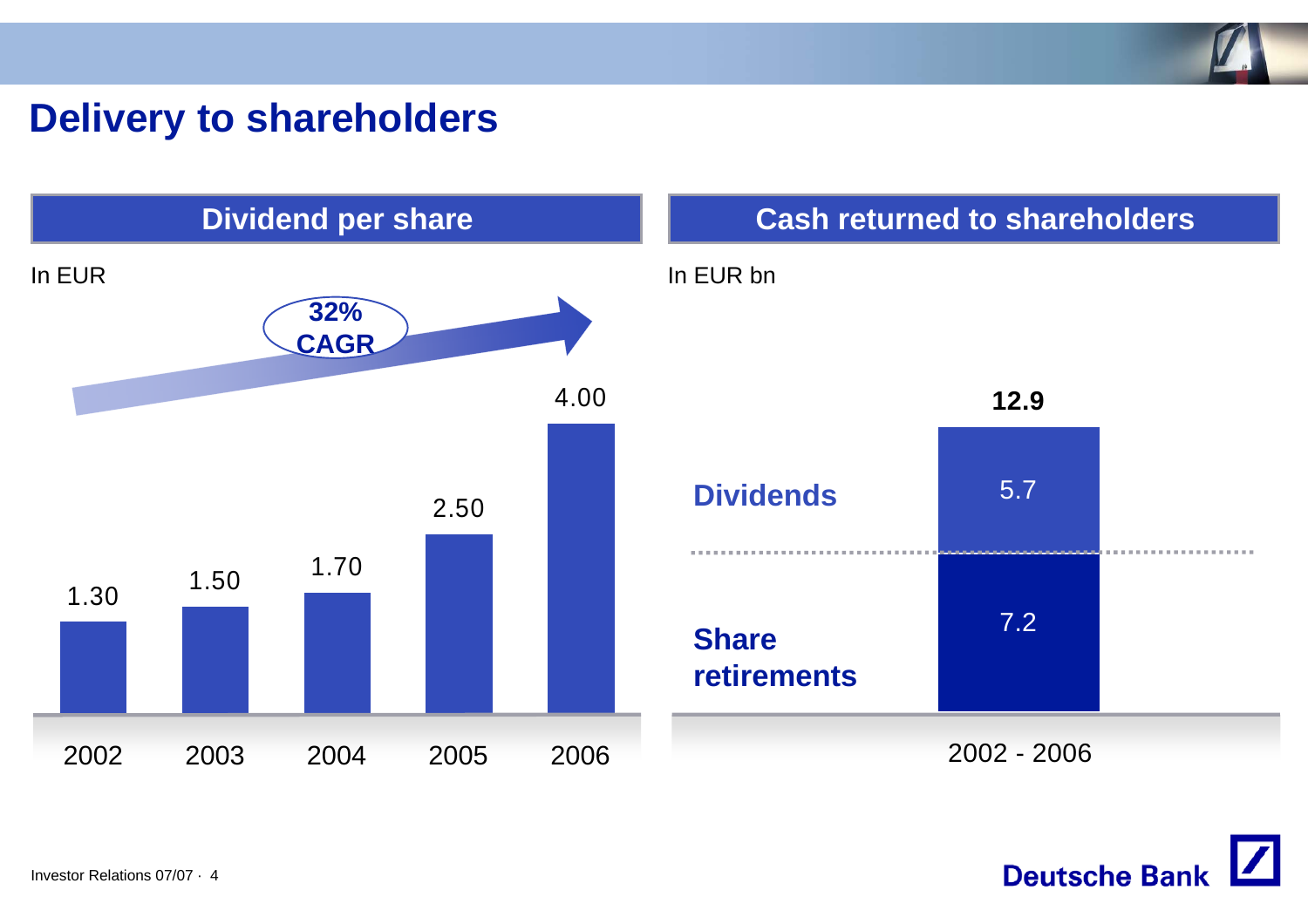# Delivery to shareholders

## Dividend per share

In EUR

32% CAGR

| 2002 | 2003 | 2004 | 2005 | 2006 |
|---|---|---|---|---|
| 1.30 | 1.50 | 1.70 | 2.50 | 4.00 |

## Cash returned to shareholders

In EUR bn

| | 2002 - 2006 |
|---|---|
| Dividends | 5.7 |
| Share retirements | 7.2 |
| **Total** | **12.9** |

Investor Relations 07/07

Deutsche Bank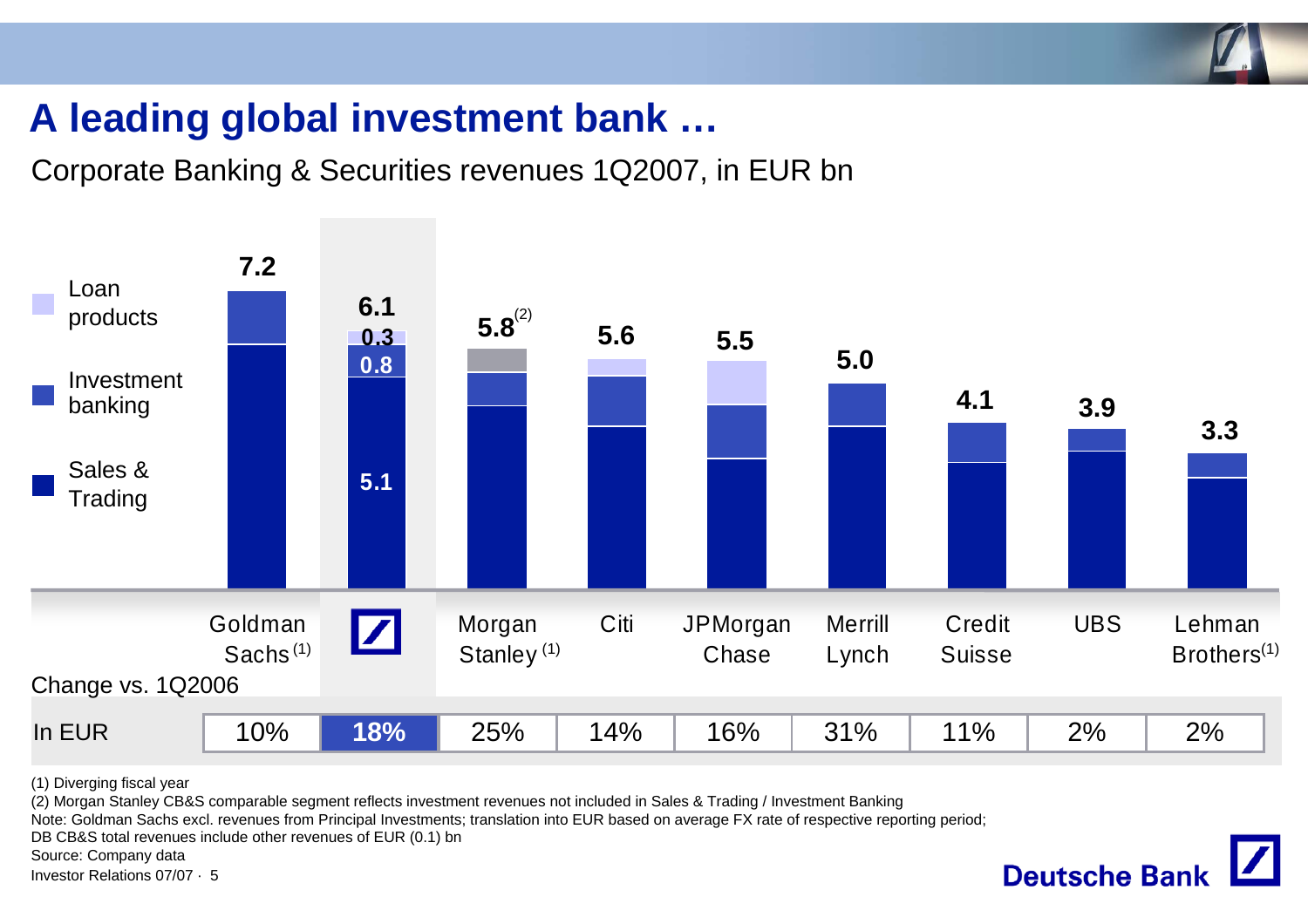# A leading global investment bank …

Corporate Banking & Securities revenues 1Q2007, in EUR bn

Legend: Loan products; Investment banking; Sales & Trading

| | Goldman Sachs[1] | Deutsche Bank | Morgan Stanley[1] | Citi | JPMorgan Chase | Merrill Lynch | Credit Suisse | UBS | Lehman Brothers[1] |
|---|---|---|---|---|---|---|---|---|---|
| Total revenues | 7.2 | 6.1 | 5.8[2] | 5.6 | 5.5 | 5.0 | 4.1 | 3.9 | 3.3 |

Deutsche Bank breakdown: Loan products 0.3; Investment banking 0.8; Sales & Trading 5.1

Change vs. 1Q2006

| | Goldman Sachs[1] | Deutsche Bank | Morgan Stanley[1] | Citi | JPMorgan Chase | Merrill Lynch | Credit Suisse | UBS | Lehman Brothers[1] |
|---|---|---|---|---|---|---|---|---|---|
| In EUR | 10% | **18%** | 25% | 14% | 16% | 31% | 11% | 2% | 2% |

(1) Diverging fiscal year
(2) Morgan Stanley CB&S comparable segment reflects investment revenues not included in Sales & Trading / Investment Banking
Note: Goldman Sachs excl. revenues from Principal Investments; translation into EUR based on average FX rate of respective reporting period; DB CB&S total revenues include other revenues of EUR (0.1) bn
Source: Company data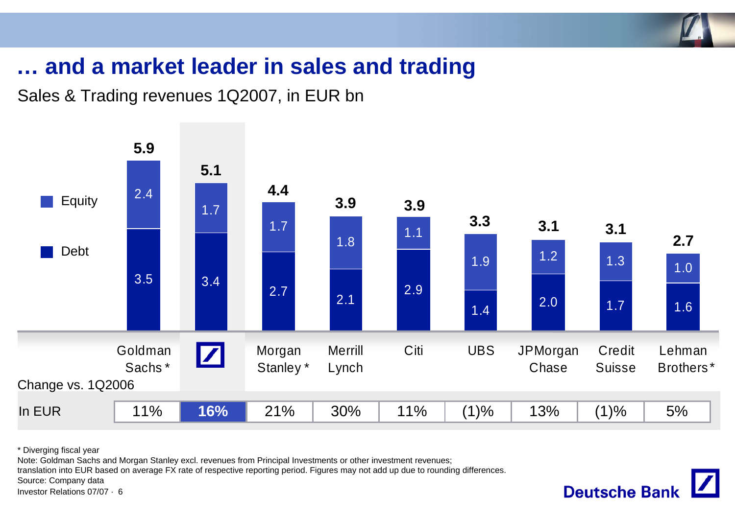# … and a market leader in sales and trading

Sales & Trading revenues 1Q2007, in EUR bn

| | Goldman Sachs* | Deutsche Bank | Morgan Stanley* | Merrill Lynch | Citi | UBS | JPMorgan Chase | Credit Suisse | Lehman Brothers* |
|---|---|---|---|---|---|---|---|---|---|
| Equity | 2.4 | 1.7 | 1.7 | 1.8 | 1.1 | 1.9 | 1.2 | 1.3 | 1.0 |
| Debt | 3.5 | 3.4 | 2.7 | 2.1 | 2.9 | 1.4 | 2.0 | 1.7 | 1.6 |
| **Total** | **5.9** | **5.1** | **4.4** | **3.9** | **3.9** | **3.3** | **3.1** | **3.1** | **2.7** |
| Change vs. 1Q2006 In EUR | 11% | **16%** | 21% | 30% | 11% | (1)% | 13% | (1)% | 5% |

\* Diverging fiscal year

Note: Goldman Sachs and Morgan Stanley excl. revenues from Principal Investments or other investment revenues; translation into EUR based on average FX rate of respective reporting period. Figures may not add up due to rounding differences.

Source: Company data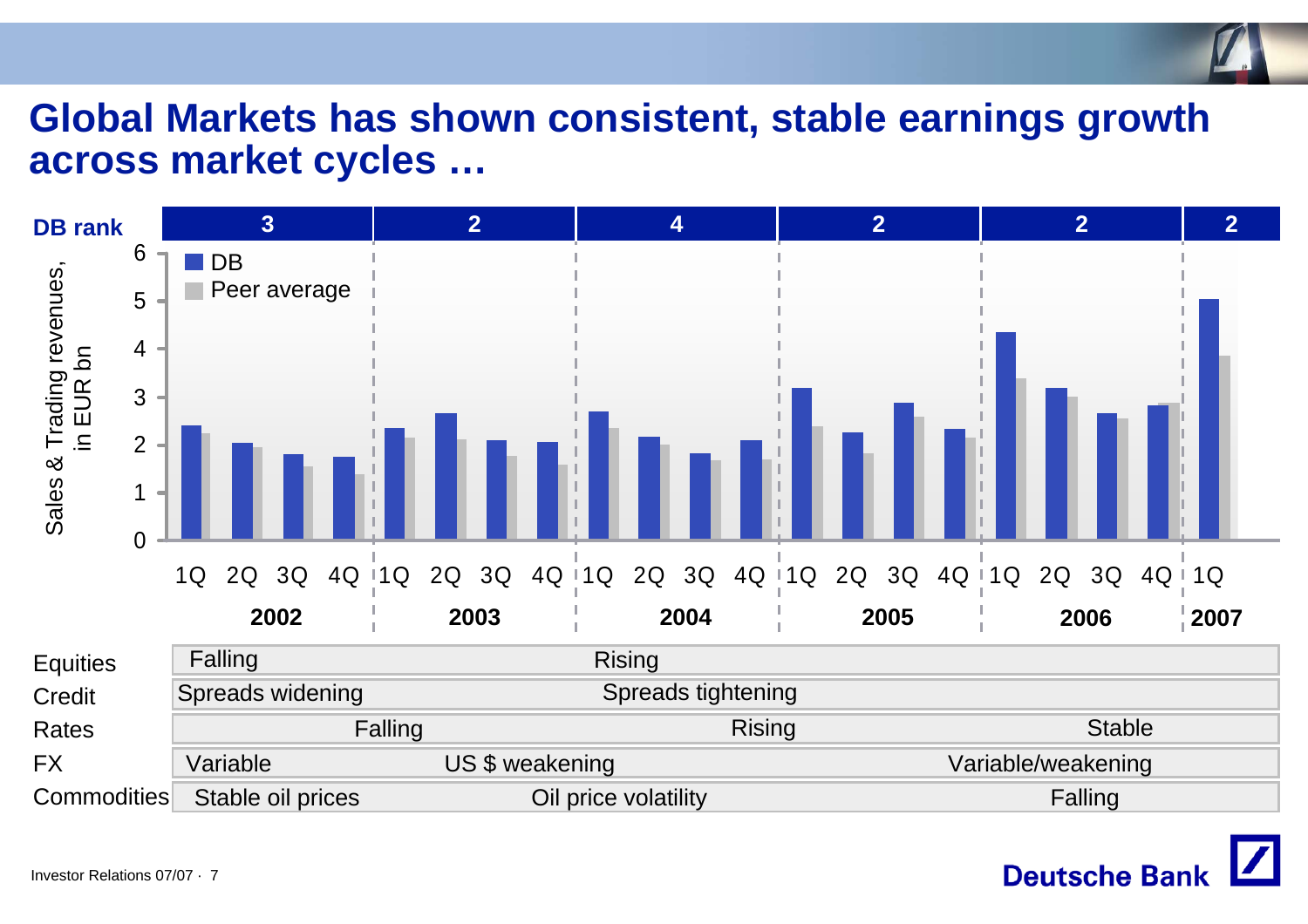# Global Markets has shown consistent, stable earnings growth across market cycles …

Sales & Trading revenues, in EUR bn

| | 2002 | 2003 | 2004 | 2005 | 2006 | 2007 |
|---|---|---|---|---|---|---|
| DB rank | 3 | 2 | 4 | 2 | 2 | 2 |

| Market | Conditions | | |
|---|---|---|---|
| Equities | Falling | Rising | |
| Credit | Spreads widening | Spreads tightening | |
| Rates | Falling | Rising | Stable |
| FX | Variable | US $ weakening | Variable/weakening |
| Commodities | Stable oil prices | Oil price volatility | Falling |

Investor Relations 07/07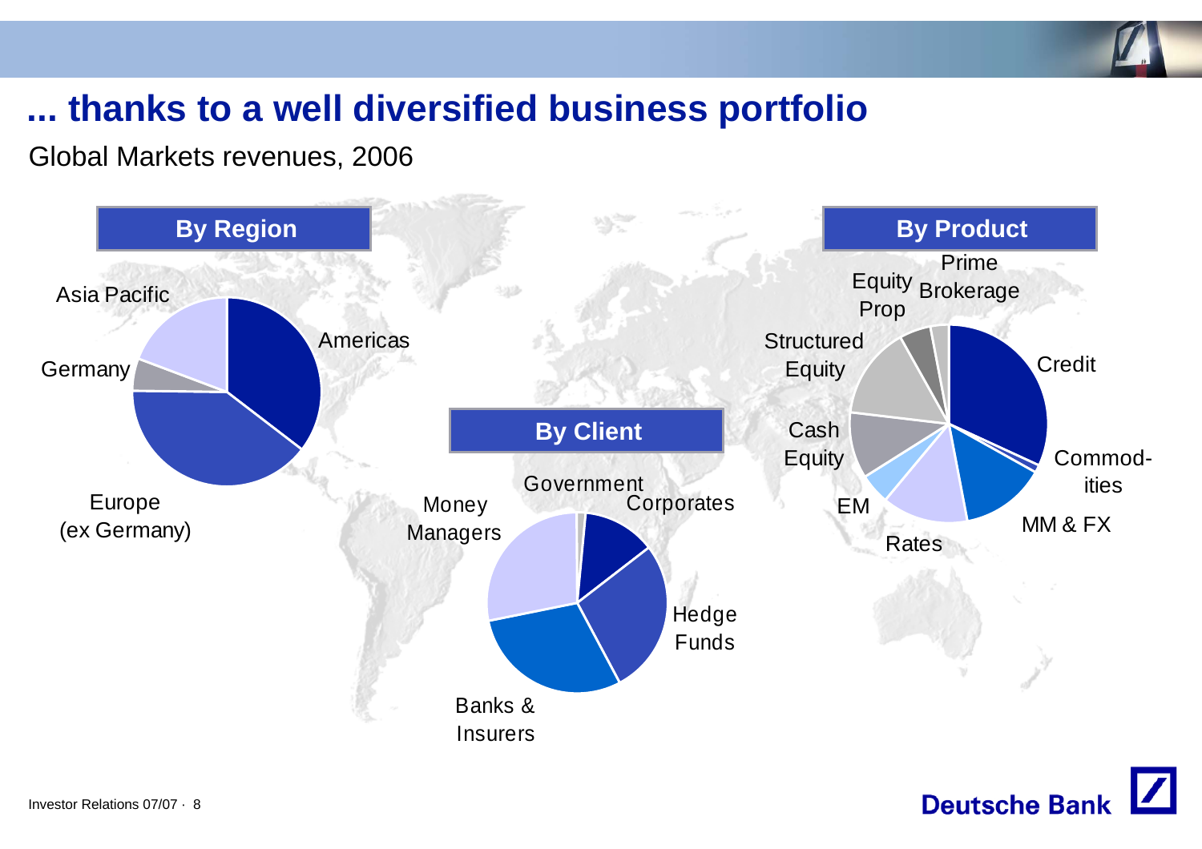# ... thanks to a well diversified business portfolio

Global Markets revenues, 2006

## By Region

- Americas
- Europe (ex Germany)
- Germany
- Asia Pacific

## By Client

- Government
- Corporates
- Hedge Funds
- Banks & Insurers
- Money Managers

## By Product

- Credit
- Commodities
- MM & FX
- Rates
- EM
- Cash Equity
- Structured Equity
- Equity Prop
- Prime Brokerage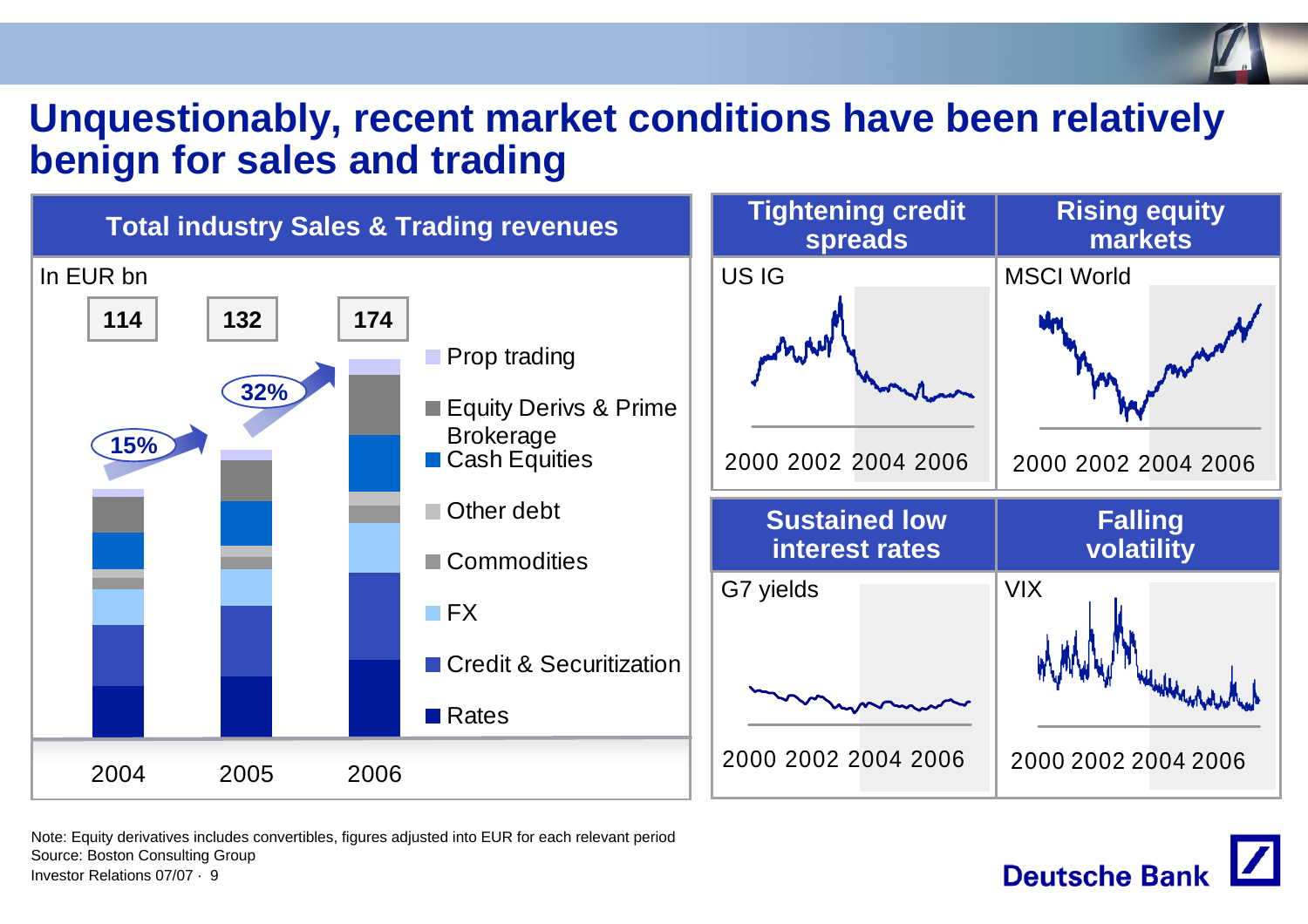# Unquestionably, recent market conditions have been relatively benign for sales and trading

## Total industry Sales & Trading revenues

In EUR bn

| | 2004 | 2005 | 2006 |
|---|---|---|---|
| Total | 114 | 132 | 174 |

Growth: 15% (2004–2005), 32% (2005–2006)

Segments: Prop trading; Equity Derivs & Prime Brokerage; Cash Equities; Other debt; Commodities; FX; Credit & Securitization; Rates

## Tightening credit spreads

US IG

2000 2002 2004 2006

## Rising equity markets

MSCI World

2000 2002 2004 2006

## Sustained low interest rates

G7 yields

2000 2002 2004 2006

## Falling volatility

VIX

2000 2002 2004 2006

Note: Equity derivatives includes convertibles, figures adjusted into EUR for each relevant period
Source: Boston Consulting Group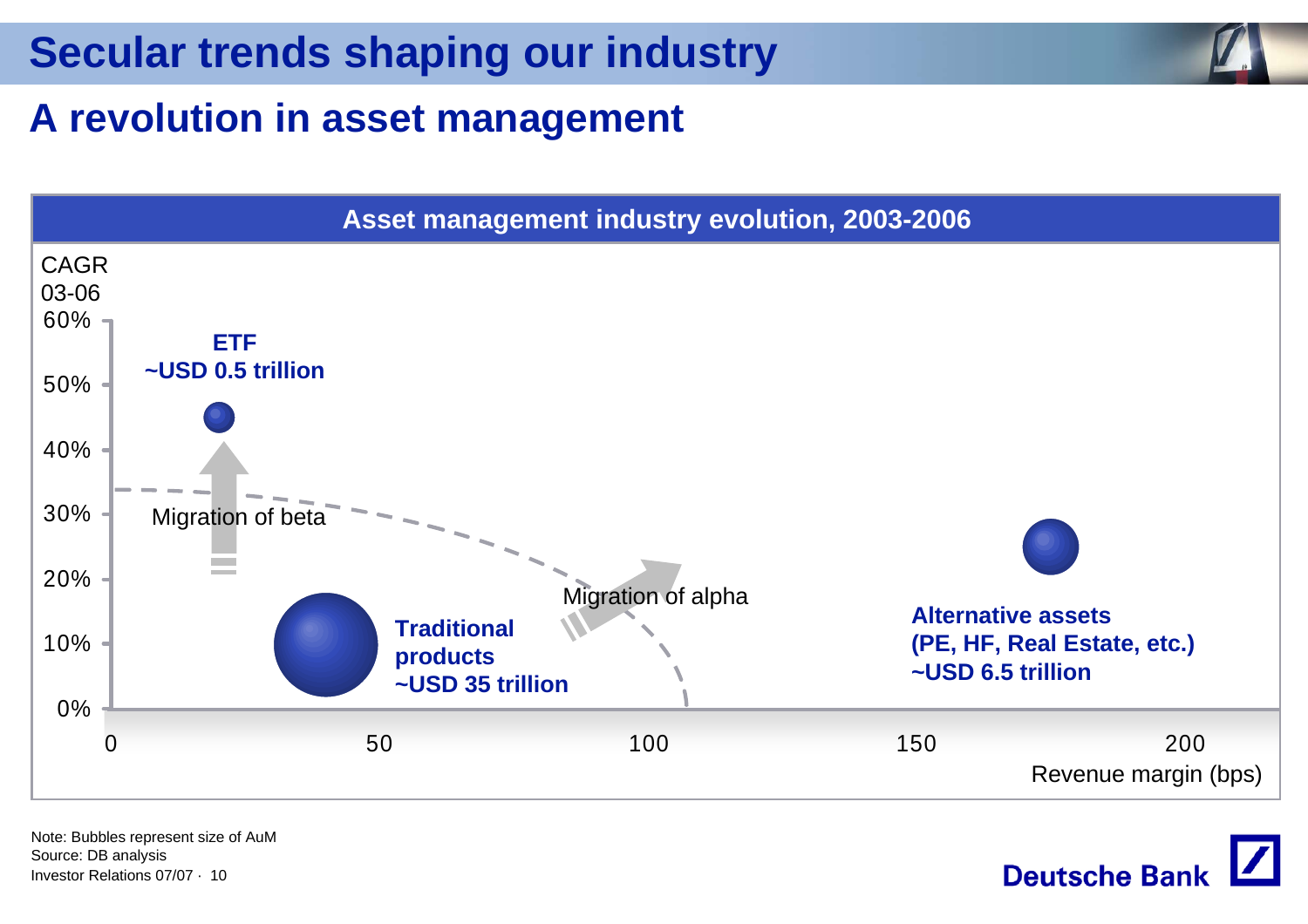# Secular trends shaping our industry

## A revolution in asset management

**Asset management industry evolution, 2003-2006**

CAGR 03-06

60%
50%
40%
30%
20%
10%
0%

**ETF**
**~USD 0.5 trillion**

Migration of beta

Migration of alpha

**Traditional products**
**~USD 35 trillion**

**Alternative assets**
**(PE, HF, Real Estate, etc.)**
**~USD 6.5 trillion**

0 50 100 150 200

Revenue margin (bps)

Note: Bubbles represent size of AuM
Source: DB analysis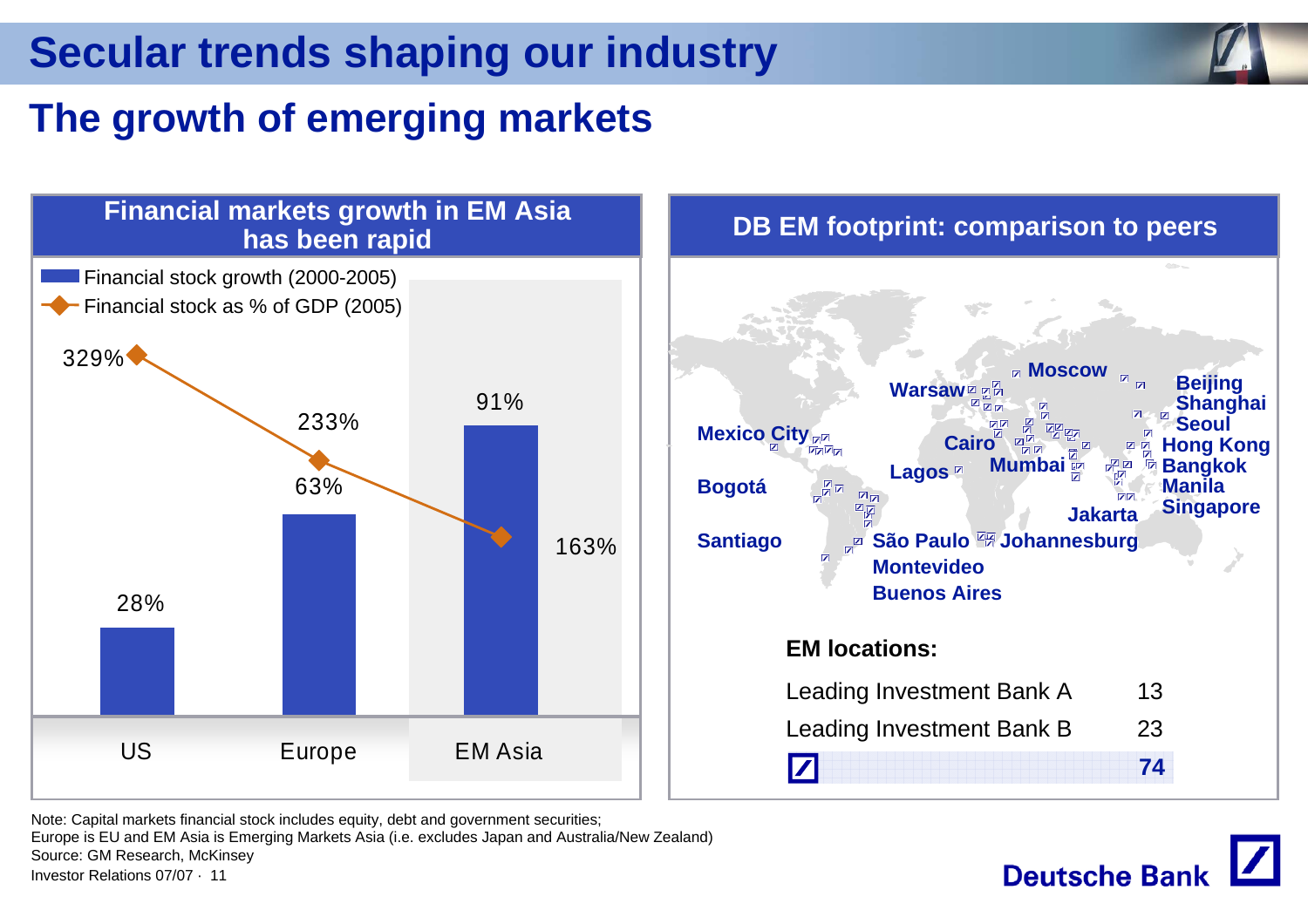# Secular trends shaping our industry

## The growth of emerging markets

### Financial markets growth in EM Asia has been rapid

| | Financial stock growth (2000-2005) | Financial stock as % of GDP (2005) |
|---|---|---|
| US | 28% | 329% |
| Europe | 63% | 233% |
| EM Asia | 91% | 163% |

### DB EM footprint: comparison to peers

Moscow, Warsaw, Beijing, Shanghai, Seoul, Hong Kong, Bangkok, Manila, Singapore, Mexico City, Cairo, Mumbai, Lagos, Bogotá, Jakarta, Santiago, São Paulo, Johannesburg, Montevideo, Buenos Aires

**EM locations:**

| | |
|---|---|
| Leading Investment Bank A | 13 |
| Leading Investment Bank B | 23 |
| Deutsche Bank | **74** |

Note: Capital markets financial stock includes equity, debt and government securities;
Europe is EU and EM Asia is Emerging Markets Asia (i.e. excludes Japan and Australia/New Zealand)
Source: GM Research, McKinsey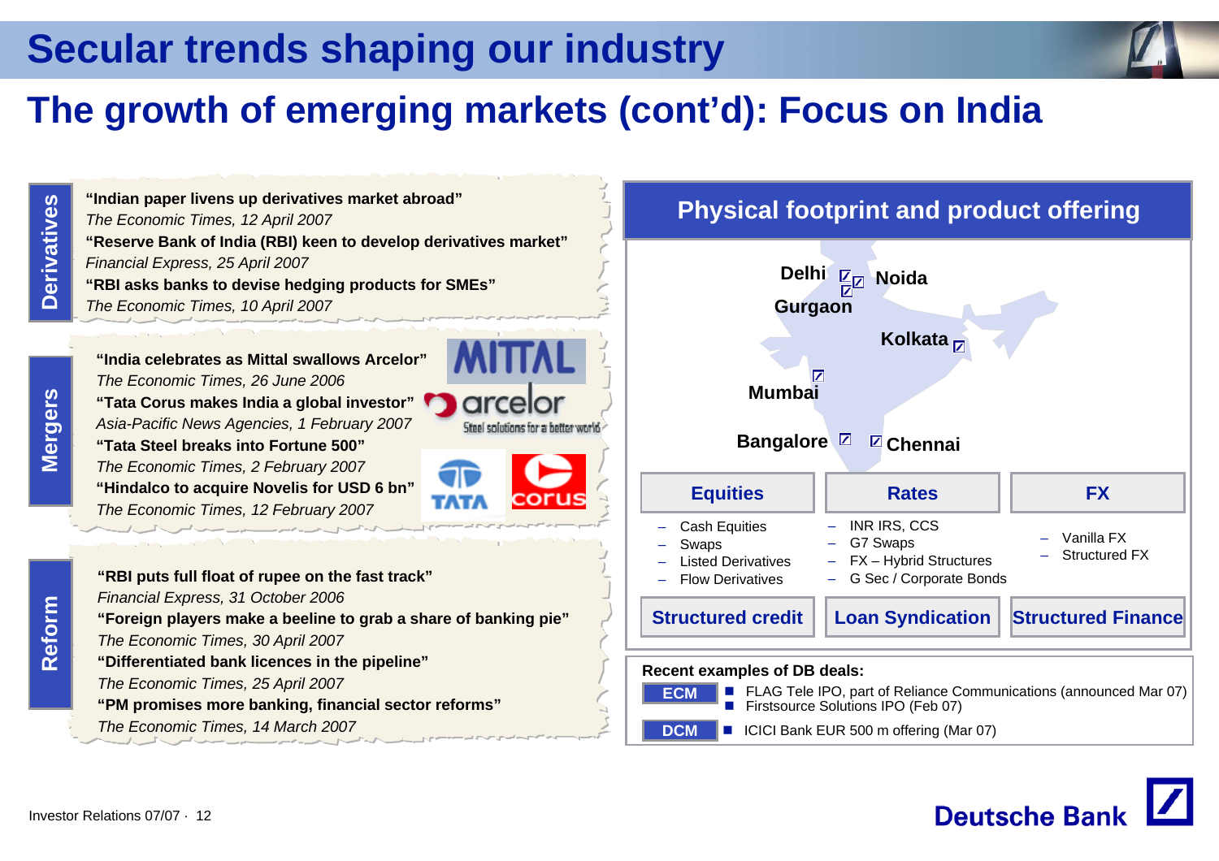# Secular trends shaping our industry

## The growth of emerging markets (cont'd): Focus on India

### Derivatives

**"Indian paper livens up derivatives market abroad"**
*The Economic Times, 12 April 2007*

**"Reserve Bank of India (RBI) keen to develop derivatives market"**
*Financial Express, 25 April 2007*

**"RBI asks banks to devise hedging products for SMEs"**
*The Economic Times, 10 April 2007*

### Mergers

**"India celebrates as Mittal swallows Arcelor"**
*The Economic Times, 26 June 2006*

**"Tata Corus makes India a global investor"**
*Asia-Pacific News Agencies, 1 February 2007*

**"Tata Steel breaks into Fortune 500"**
*The Economic Times, 2 February 2007*

**"Hindalco to acquire Novelis for USD 6 bn"**
*The Economic Times, 12 February 2007*

### Reform

**"RBI puts full float of rupee on the fast track"**
*Financial Express, 31 October 2006*

**"Foreign players make a beeline to grab a share of banking pie"**
*The Economic Times, 30 April 2007*

**"Differentiated bank licences in the pipeline"**
*The Economic Times, 25 April 2007*

**"PM promises more banking, financial sector reforms"**
*The Economic Times, 14 March 2007*

### Physical footprint and product offering

Delhi, Noida, Gurgaon, Kolkata, Mumbai, Bangalore, Chennai

| Equities | Rates | FX |
|---|---|---|
| – Cash Equities<br>– Swaps<br>– Listed Derivatives<br>– Flow Derivatives | – INR IRS, CCS<br>– G7 Swaps<br>– FX – Hybrid Structures<br>– G Sec / Corporate Bonds | – Vanilla FX<br>– Structured FX |

| Structured credit | Loan Syndication | Structured Finance |
|---|---|---|

**Recent examples of DB deals:**

- **ECM**
  - FLAG Tele IPO, part of Reliance Communications (announced Mar 07)
  - Firstsource Solutions IPO (Feb 07)
- **DCM**
  - ICICI Bank EUR 500 m offering (Mar 07)

Investor Relations 07/07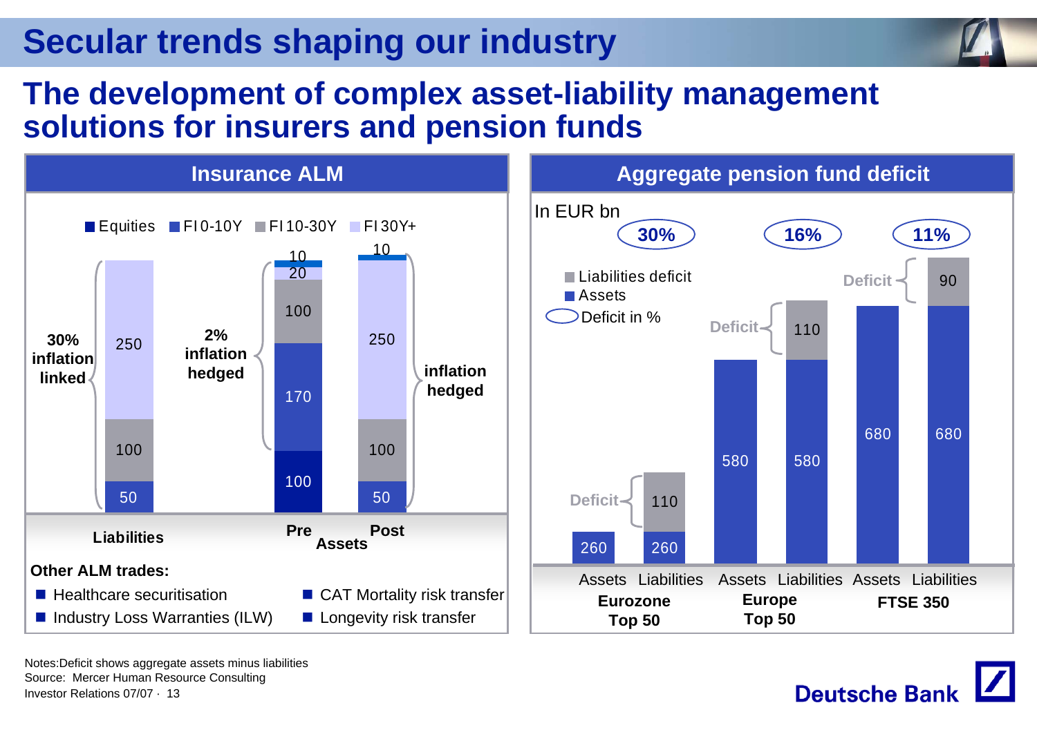# Secular trends shaping our industry

## The development of complex asset-liability management solutions for insurers and pension funds

### Insurance ALM

Legend: Equities, FI 0-10Y, FI 10-30Y, FI 30Y+

| | Liabilities | Pre (Assets) | Post (Assets) |
|---|---|---|---|
| Equities | | 100 | |
| FI 0-10Y | 50 | 170 | 50 |
| FI 10-30Y | 100 | 100 | 100 |
| FI 30Y+ | 250 | 20 | 250 |
| (top segment) | | 10 | 10 |

- Liabilities: 30% inflation linked
- Pre Assets: 2% inflation hedged
- Post Assets: inflation hedged

**Other ALM trades:**

- Healthcare securitisation
- Industry Loss Warranties (ILW)
- CAT Mortality risk transfer
- Longevity risk transfer

### Aggregate pension fund deficit

In EUR bn

| | Assets | Liabilities | Deficit | Deficit in % |
|---|---|---|---|---|
| Eurozone Top 50 | 260 | 260 + 110 | 110 | 30% |
| Europe Top 50 | 580 | 580 + 110 | 110 | 16% |
| FTSE 350 | 680 | 680 + 90 | 90 | 11% |

Notes: Deficit shows aggregate assets minus liabilities

Source: Mercer Human Resource Consulting

Investor Relations 07/07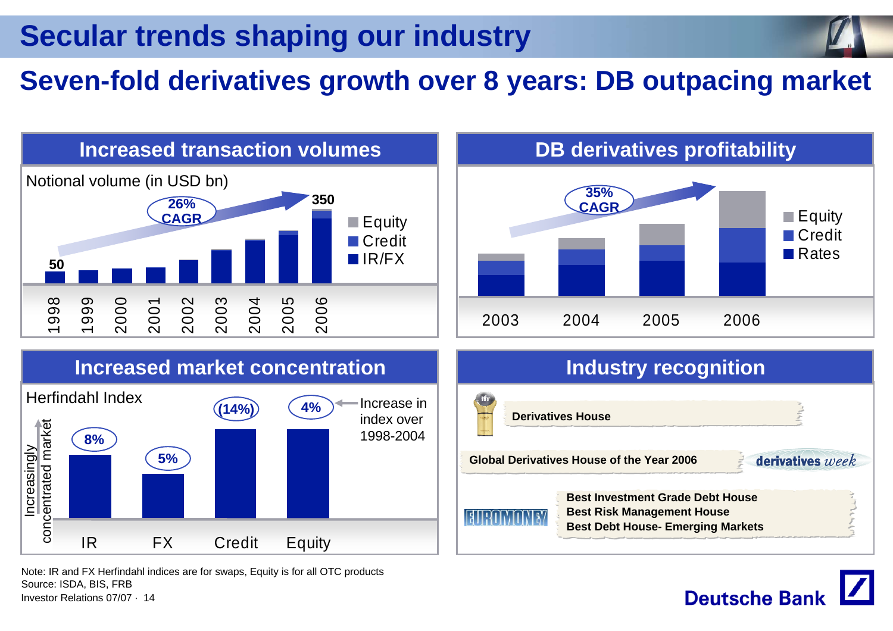# Secular trends shaping our industry

## Seven-fold derivatives growth over 8 years: DB outpacing market

### Increased transaction volumes

Notional volume (in USD bn)

26% CAGR

- 1998: 50
- 2006: 350

Years: 1998, 1999, 2000, 2001, 2002, 2003, 2004, 2005, 2006

Legend: Equity, Credit, IR/FX

### DB derivatives profitability

35% CAGR

Years: 2003, 2004, 2005, 2006

Legend: Equity, Credit, Rates

### Increased market concentration

Herfindahl Index

Increasingly concentrated market

| | IR | FX | Credit | Equity |
|---|---|---|---|---|
| Increase in index over 1998-2004 | 8% | 5% | (14%) | 4% |

### Industry recognition

- Derivatives House
- Global Derivatives House of the Year 2006 — derivatives week
- EUROMONEY:
  - Best Investment Grade Debt House
  - Best Risk Management House
  - Best Debt House- Emerging Markets

Note: IR and FX Herfindahl indices are for swaps, Equity is for all OTC products
Source: ISDA, BIS, FRB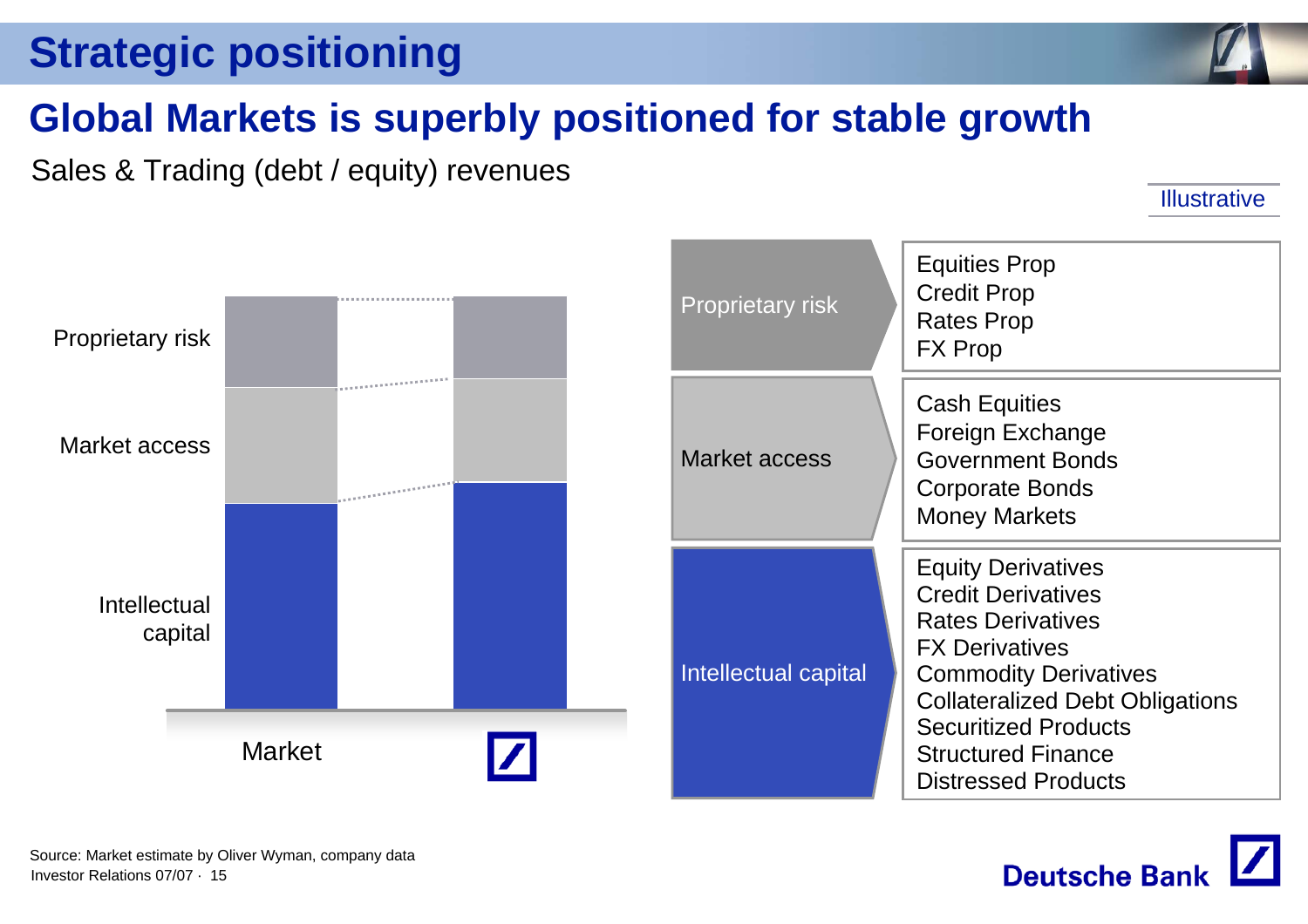# Strategic positioning

## Global Markets is superbly positioned for stable growth

Sales & Trading (debt / equity) revenues

Illustrative

Proprietary risk

Market access

Intellectual capital

Market

| | |
|---|---|
| Proprietary risk | Equities Prop<br>Credit Prop<br>Rates Prop<br>FX Prop |
| Market access | Cash Equities<br>Foreign Exchange<br>Government Bonds<br>Corporate Bonds<br>Money Markets |
| Intellectual capital | Equity Derivatives<br>Credit Derivatives<br>Rates Derivatives<br>FX Derivatives<br>Commodity Derivatives<br>Collateralized Debt Obligations<br>Securitized Products<br>Structured Finance<br>Distressed Products |

Source: Market estimate by Oliver Wyman, company data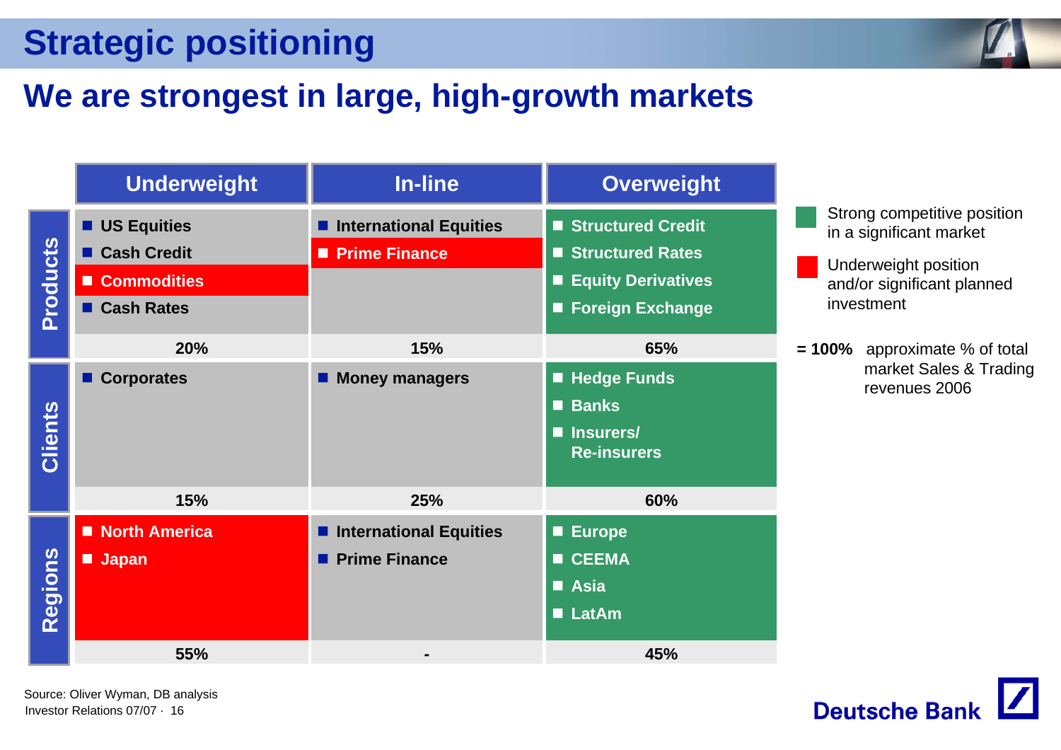# Strategic positioning

## We are strongest in large, high-growth markets

| | Underweight | In-line | Overweight |
|---|---|---|---|
| **Products** | US Equities<br>Cash Credit<br>Commodities<br>Cash Rates | International Equities<br>Prime Finance | Structured Credit<br>Structured Rates<br>Equity Derivatives<br>Foreign Exchange |
| | **20%** | **15%** | **65%** |
| **Clients** | Corporates | Money managers | Hedge Funds<br>Banks<br>Insurers/ Re-insurers |
| | **15%** | **25%** | **60%** |
| **Regions** | North America<br>Japan | International Equities<br>Prime Finance | Europe<br>CEEMA<br>Asia<br>LatAm |
| | **55%** | **-** | **45%** |

- Green: Strong competitive position in a significant market
- Red: Underweight position and/or significant planned investment

**= 100%** approximate % of total market Sales & Trading revenues 2006

Source: Oliver Wyman, DB analysis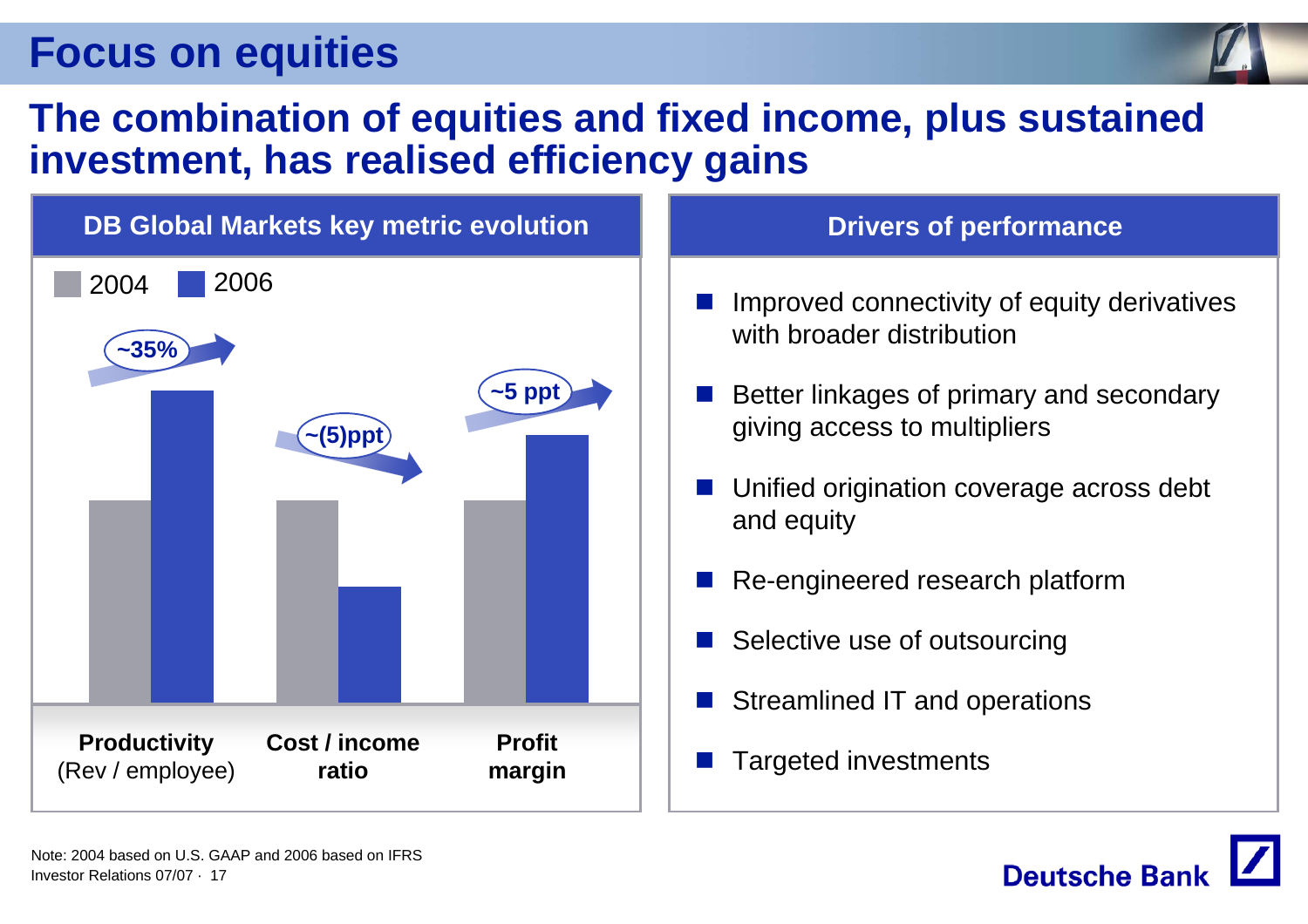# Focus on equities

## The combination of equities and fixed income, plus sustained investment, has realised efficiency gains

### DB Global Markets key metric evolution

2004 | 2006

| Metric | Change 2004 → 2006 |
|---|---|
| **Productivity** (Rev / employee) | ~35% |
| **Cost / income ratio** | ~(5)ppt |
| **Profit margin** | ~5 ppt |

### Drivers of performance

- Improved connectivity of equity derivatives with broader distribution
- Better linkages of primary and secondary giving access to multipliers
- Unified origination coverage across debt and equity
- Re-engineered research platform
- Selective use of outsourcing
- Streamlined IT and operations
- Targeted investments

Note: 2004 based on U.S. GAAP and 2006 based on IFRS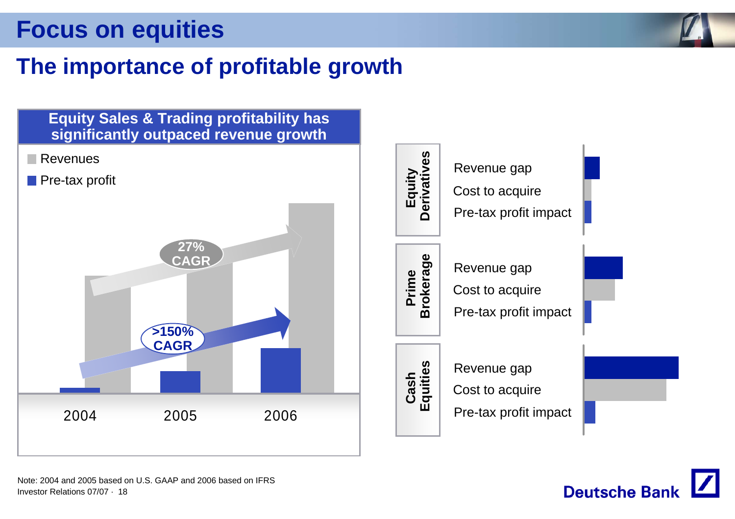# Focus on equities

## The importance of profitable growth

**Equity Sales & Trading profitability has significantly outpaced revenue growth**

- Revenues
- Pre-tax profit

27% CAGR

>150% CAGR

2004 | 2005 | 2006

**Equity Derivatives**

- Revenue gap
- Cost to acquire
- Pre-tax profit impact

**Prime Brokerage**

- Revenue gap
- Cost to acquire
- Pre-tax profit impact

**Cash Equities**

- Revenue gap
- Cost to acquire
- Pre-tax profit impact

Note: 2004 and 2005 based on U.S. GAAP and 2006 based on IFRS

Investor Relations 07/07 · 18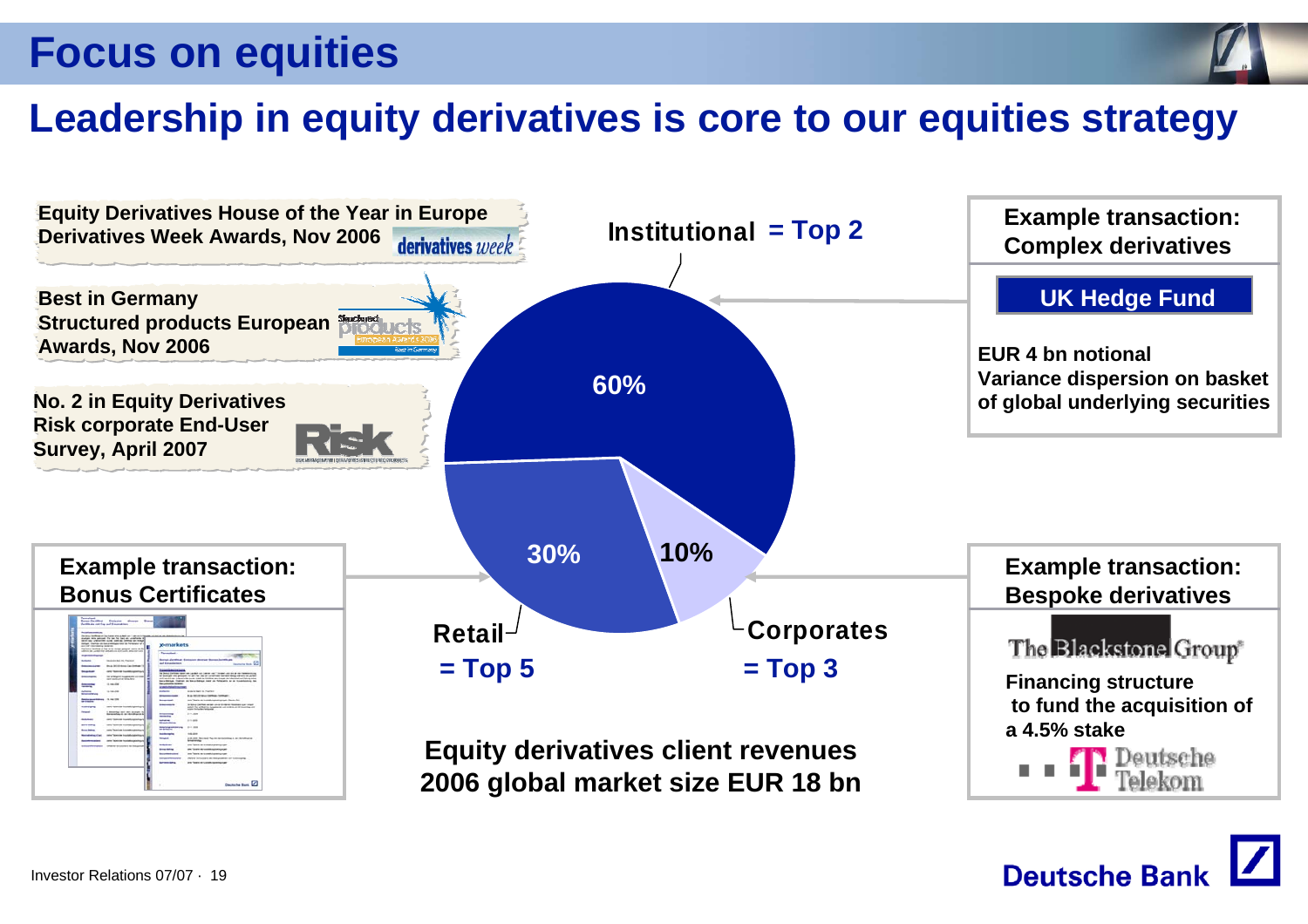# Focus on equities

## Leadership in equity derivatives is core to our equities strategy

**Equity Derivatives House of the Year in Europe**
**Derivatives Week Awards, Nov 2006**

**Best in Germany**
**Structured products European Awards, Nov 2006**

**No. 2 in Equity Derivatives Risk corporate End-User Survey, April 2007**

**Institutional = Top 2** — 60%

**Retail = Top 5** — 30%

**Corporates = Top 3** — 10%

**Equity derivatives client revenues 2006 global market size EUR 18 bn**

**Example transaction: Complex derivatives**

**UK Hedge Fund**

**EUR 4 bn notional**
**Variance dispersion on basket of global underlying securities**

**Example transaction: Bonus Certificates**

**Example transaction: Bespoke derivatives**

The Blackstone Group

**Financing structure to fund the acquisition of a 4.5% stake**

Deutsche Telekom

Investor Relations 07/07

Deutsche Bank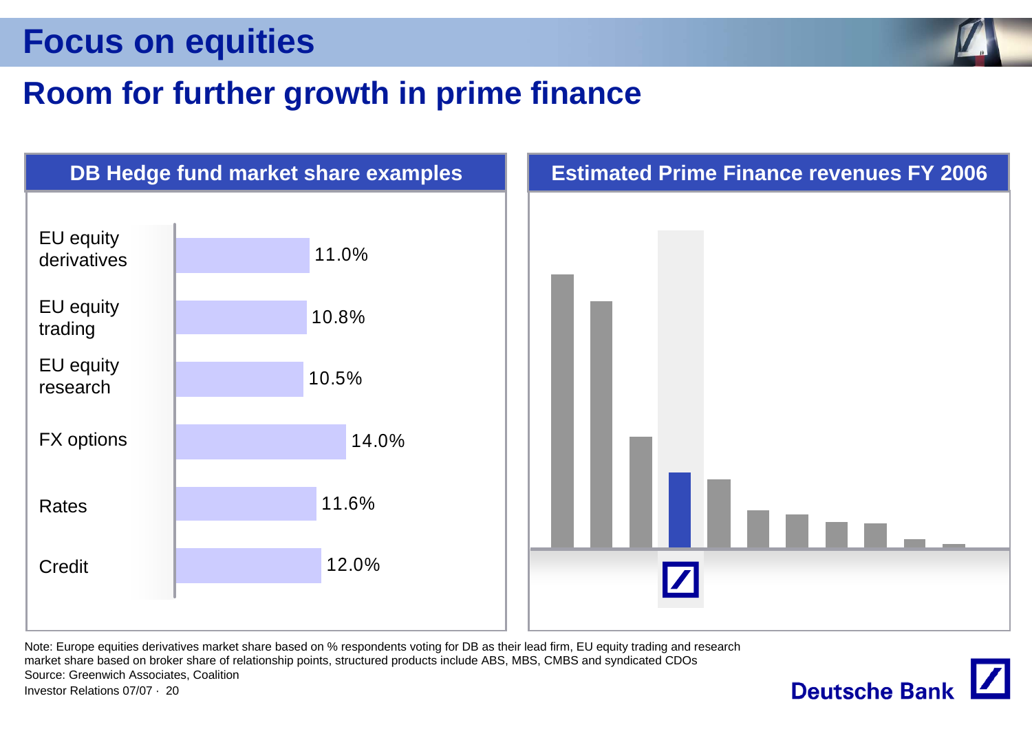# Focus on equities

## Room for further growth in prime finance

### DB Hedge fund market share examples

| Segment | Market share |
|---|---|
| EU equity derivatives | 11.0% |
| EU equity trading | 10.8% |
| EU equity research | 10.5% |
| FX options | 14.0% |
| Rates | 11.6% |
| Credit | 12.0% |

### Estimated Prime Finance revenues FY 2006

Note: Europe equities derivatives market share based on % respondents voting for DB as their lead firm, EU equity trading and research market share based on broker share of relationship points, structured products include ABS, MBS, CMBS and syndicated CDOs
Source: Greenwich Associates, Coalition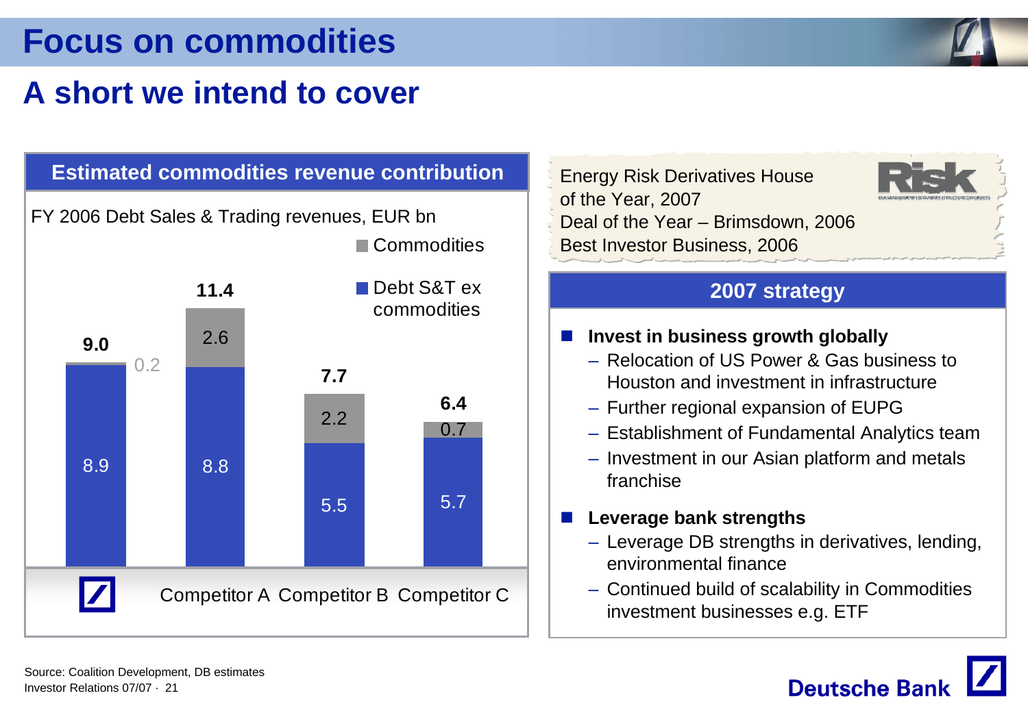# Focus on commodities

## A short we intend to cover

### Estimated commodities revenue contribution

FY 2006 Debt Sales & Trading revenues, EUR bn

| | Deutsche Bank | Competitor A | Competitor B | Competitor C |
|---|---|---|---|---|
| Commodities | 0.2 | 2.6 | 2.2 | 0.7 |
| Debt S&T ex commodities | 8.9 | 8.8 | 5.5 | 5.7 |
| Total | 9.0 | 11.4 | 7.7 | 6.4 |

Energy Risk Derivatives House of the Year, 2007
Deal of the Year – Brimsdown, 2006
Best Investor Business, 2006

### 2007 strategy

- **Invest in business growth globally**
  - Relocation of US Power & Gas business to Houston and investment in infrastructure
  - Further regional expansion of EUPG
  - Establishment of Fundamental Analytics team
  - Investment in our Asian platform and metals franchise
- **Leverage bank strengths**
  - Leverage DB strengths in derivatives, lending, environmental finance
  - Continued build of scalability in Commodities investment businesses e.g. ETF

Source: Coalition Development, DB estimates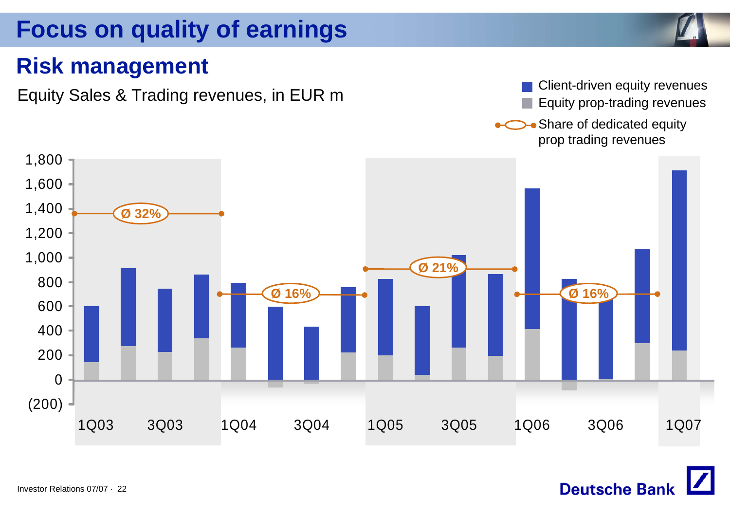# Focus on quality of earnings

## Risk management

Equity Sales & Trading revenues, in EUR m

- Client-driven equity revenues
- Equity prop-trading revenues
- Share of dedicated equity prop trading revenues

1,800
1,600
1,400
1,200
1,000
800
600
400
200
0
(200)

Ø 32%

Ø 16%

Ø 21%

Ø 16%

1Q03 3Q03 1Q04 3Q04 1Q05 3Q05 1Q06 3Q06 1Q07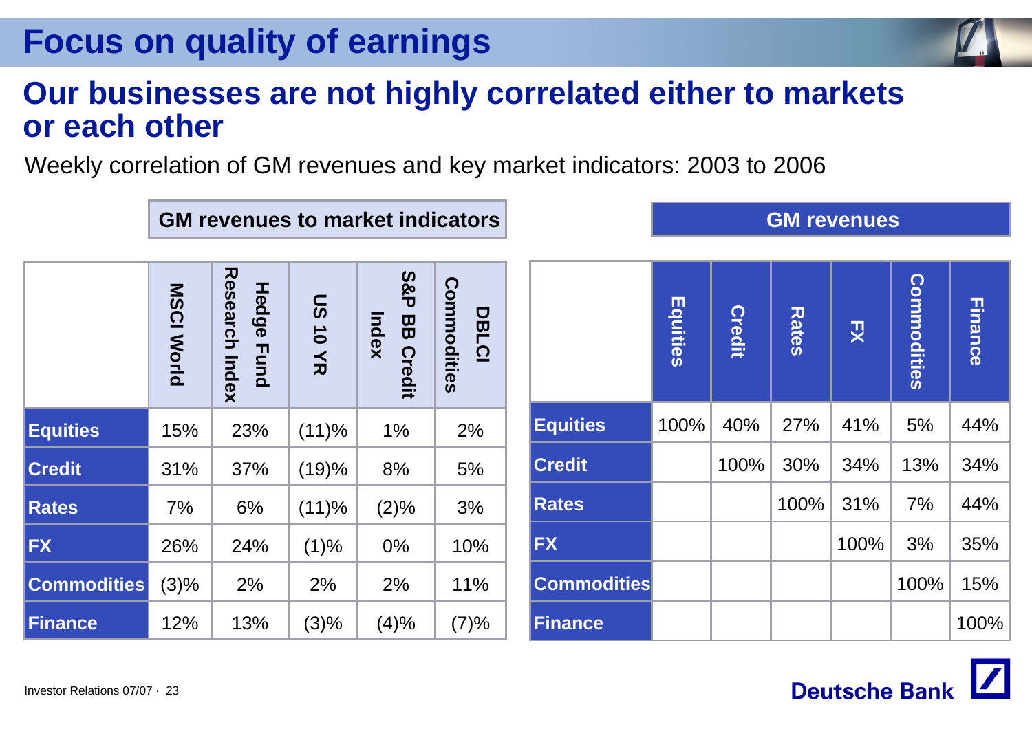# Focus on quality of earnings

## Our businesses are not highly correlated either to markets or each other

Weekly correlation of GM revenues and key market indicators: 2003 to 2006

**GM revenues to market indicators**

| | MSCI World | Hedge Fund Research Index | US 10 YR | S&P BB Credit Index | DBLCI Commodities |
|---|---|---|---|---|---|
| **Equities** | 15% | 23% | (11)% | 1% | 2% |
| **Credit** | 31% | 37% | (19)% | 8% | 5% |
| **Rates** | 7% | 6% | (11)% | (2)% | 3% |
| **FX** | 26% | 24% | (1)% | 0% | 10% |
| **Commodities** | (3)% | 2% | 2% | 2% | 11% |
| **Finance** | 12% | 13% | (3)% | (4)% | (7)% |

**GM revenues**

| | Equities | Credit | Rates | FX | Commodities | Finance |
|---|---|---|---|---|---|---|
| **Equities** | 100% | 40% | 27% | 41% | 5% | 44% |
| **Credit** | | 100% | 30% | 34% | 13% | 34% |
| **Rates** | | | 100% | 31% | 7% | 44% |
| **FX** | | | | 100% | 3% | 35% |
| **Commodities** | | | | | 100% | 15% |
| **Finance** | | | | | | 100% |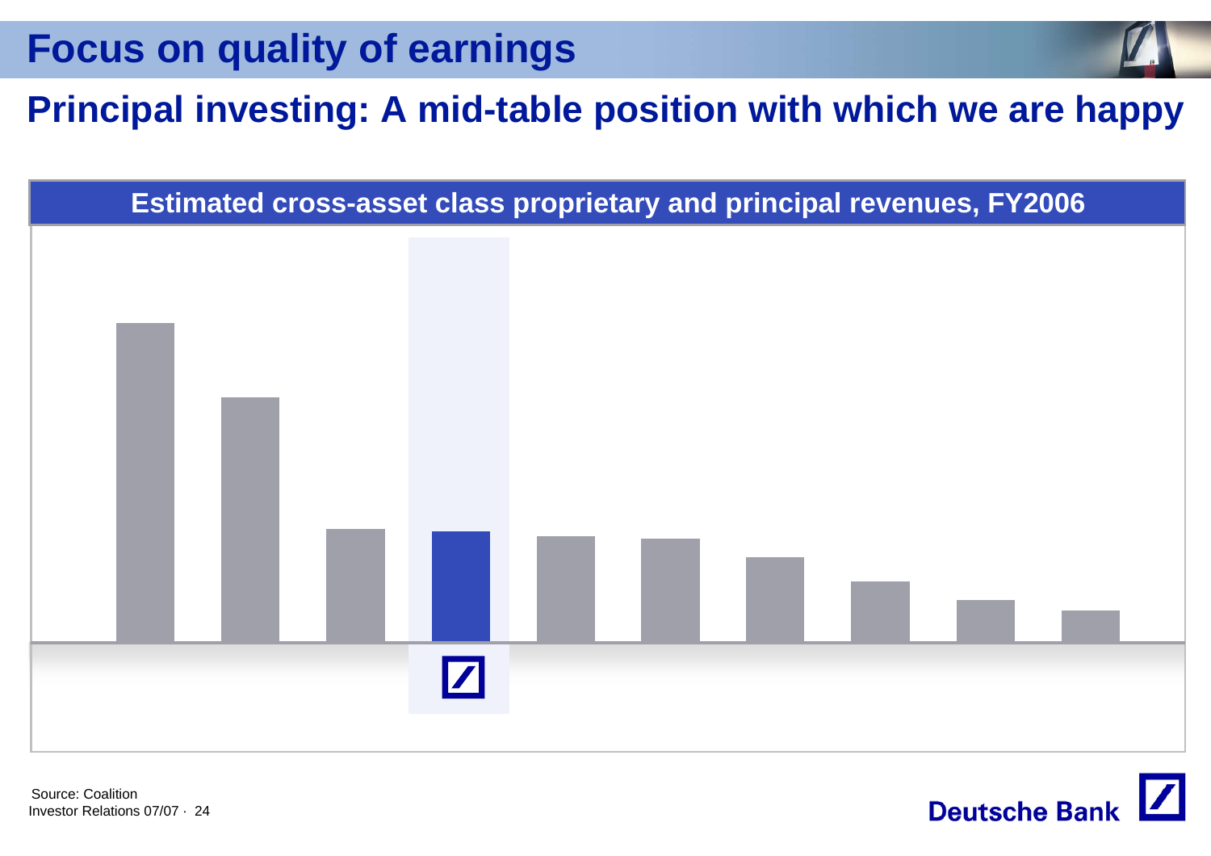# Focus on quality of earnings

## Principal investing: A mid-table position with which we are happy

**Estimated cross-asset class proprietary and principal revenues, FY2006**

Source: Coalition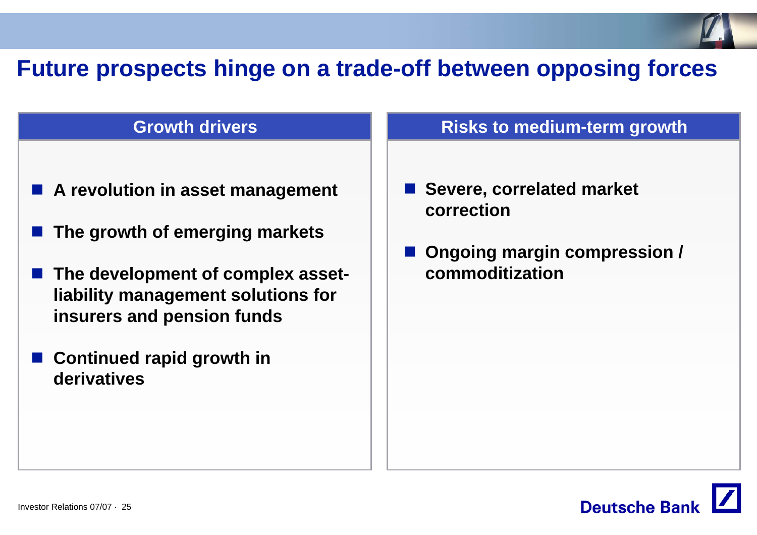# Future prospects hinge on a trade-off between opposing forces

## Growth drivers

- **A revolution in asset management**
- **The growth of emerging markets**
- **The development of complex asset-liability management solutions for insurers and pension funds**
- **Continued rapid growth in derivatives**

## Risks to medium-term growth

- **Severe, correlated market correction**
- **Ongoing margin compression / commoditization**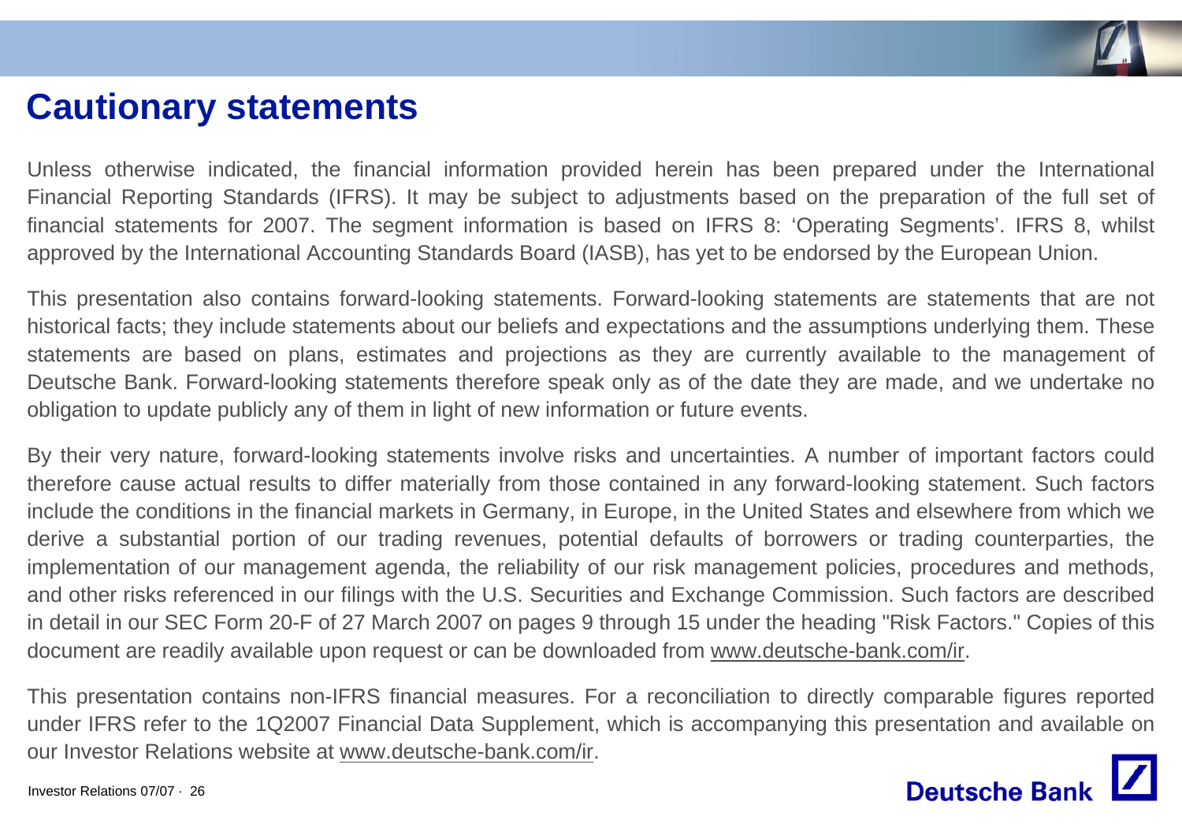# Cautionary statements

Unless otherwise indicated, the financial information provided herein has been prepared under the International Financial Reporting Standards (IFRS). It may be subject to adjustments based on the preparation of the full set of financial statements for 2007. The segment information is based on IFRS 8: 'Operating Segments'. IFRS 8, whilst approved by the International Accounting Standards Board (IASB), has yet to be endorsed by the European Union.

This presentation also contains forward-looking statements. Forward-looking statements are statements that are not historical facts; they include statements about our beliefs and expectations and the assumptions underlying them. These statements are based on plans, estimates and projections as they are currently available to the management of Deutsche Bank. Forward-looking statements therefore speak only as of the date they are made, and we undertake no obligation to update publicly any of them in light of new information or future events.

By their very nature, forward-looking statements involve risks and uncertainties. A number of important factors could therefore cause actual results to differ materially from those contained in any forward-looking statement. Such factors include the conditions in the financial markets in Germany, in Europe, in the United States and elsewhere from which we derive a substantial portion of our trading revenues, potential defaults of borrowers or trading counterparties, the implementation of our management agenda, the reliability of our risk management policies, procedures and methods, and other risks referenced in our filings with the U.S. Securities and Exchange Commission. Such factors are described in detail in our SEC Form 20-F of 27 March 2007 on pages 9 through 15 under the heading "Risk Factors." Copies of this document are readily available upon request or can be downloaded from www.deutsche-bank.com/ir.

This presentation contains non-IFRS financial measures. For a reconciliation to directly comparable figures reported under IFRS refer to the 1Q2007 Financial Data Supplement, which is accompanying this presentation and available on our Investor Relations website at www.deutsche-bank.com/ir.